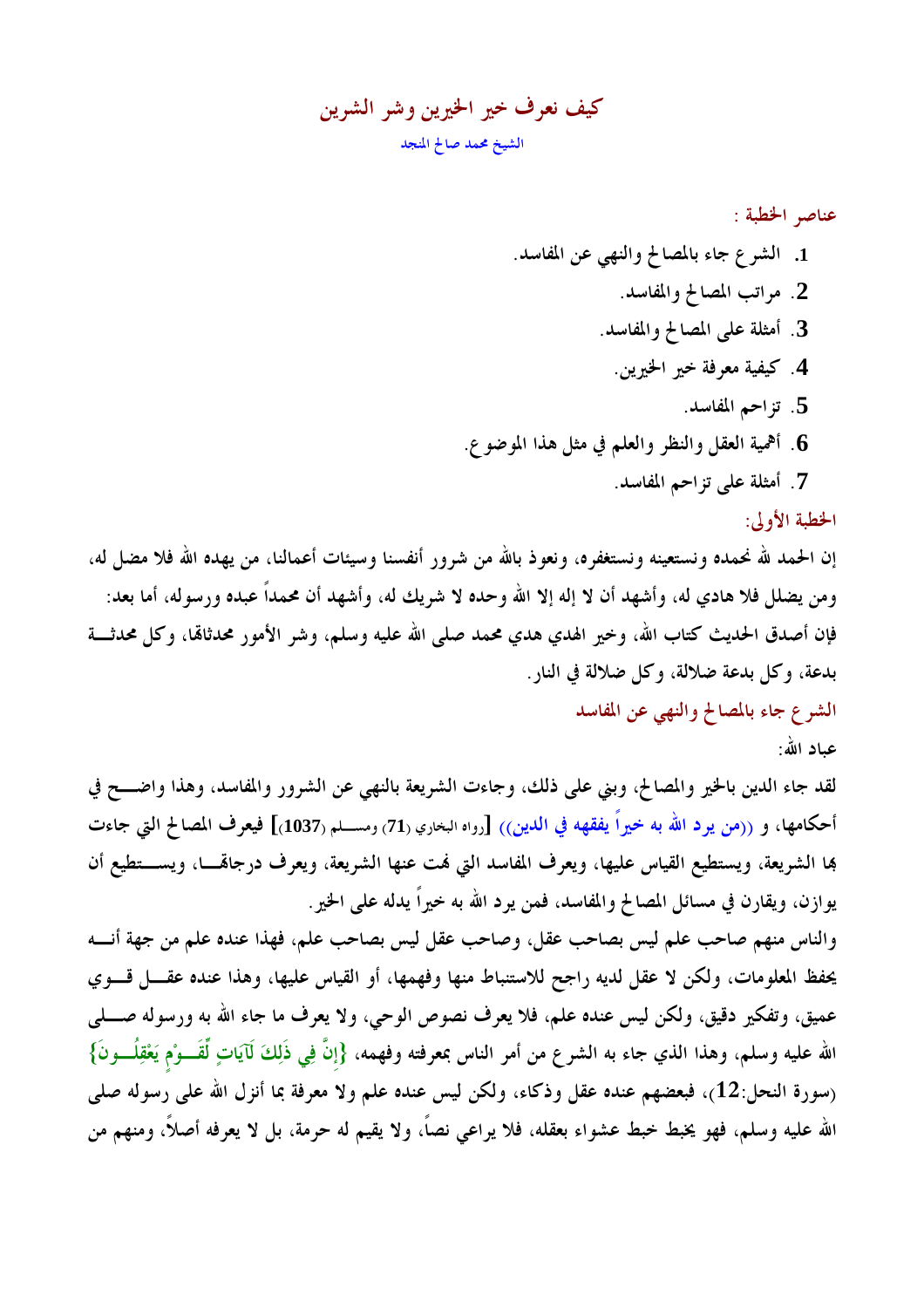# كيف نعرف خير الخيرين وشر الشرين

الشيخ محمد صالح المنجد

عناصر الخطبة :

1. الشرع جاء بالمصالح والنهي عن المفاسد.
2. مراتب المصالح والمفاسد.
3. أمثلة على المصالح والمفاسد.
4. كيفية معرفة خير الخيرين.
5. تزاحم المفاسد.
6. أهمية العقل والنظر والعلم في مثل هذا الموضوع.
7. أمثلة على تزاحم المفاسد.

## الخطبة الأولى:

إن الحمد لله نحمده ونستعينه ونستغفره، ونعوذ بالله من شرور أنفسنا وسيئات أعمالنا، من يهده الله فلا مضل له، ومن يضلل فلا هادي له، وأشهد أن لا إله إلا الله وحده لا شريك له، وأشهد أن محمداً عبده ورسوله، أما بعد: فإن أصدق الحديث كتاب الله، وخير الهدي هدي محمد صلى الله عليه وسلم، وشر الأمور محدثاتها، وكل محدثة بدعة، وكل بدعة ضلالة، وكل ضلالة في النار.

### الشرع جاء بالمصالح والنهي عن المفاسد

عباد الله:

لقد جاء الدين بالخير والمصالح، وبني على ذلك، وجاءت الشريعة بالنهي عن الشرور والمفاسد، وهذا واضح في أحكامها، و ((من يرد الله به خيراً يفقهه في الدين)) [رواه البخاري (71) ومسلم (1037)] فيعرف المصالح التي جاءت بها الشريعة، ويستطيع القياس عليها، ويعرف المفاسد التي نهت عنها الشريعة، ويعرف درجاتها، ويستطيع أن يوازن، ويقارن في مسائل المصالح والمفاسد، فمن يرد الله به خيراً يدله على الخير.

والناس منهم صاحب علم ليس بصاحب عقل، وصاحب عقل ليس بصاحب علم، فهذا عنده علم من جهة أنه يحفظ المعلومات، ولكن لا عقل لديه راجح للاستنباط منها وفهمها، أو القياس عليها، وهذا عنده عقل قوي عميق، وتفكير دقيق، ولكن ليس عنده علم، فلا يعرف نصوص الوحي، ولا يعرف ما جاء الله به ورسوله صلى الله عليه وسلم، وهذا الذي جاء به الشرع من أمر الناس بمعرفته وفهمه، {إِنَّ فِي ذَلِكَ لَآيَاتٍ لِّقَوْمٍ يَعْقِلُونَ} (سورة النحل:12)، فبعضهم عنده عقل وذكاء، ولكن ليس عنده علم ولا معرفة بما أنزل الله على رسوله صلى الله عليه وسلم، فهو يخبط خبط عشواء بعقله، فلا يراعي نصاً، ولا يقيم له حرمة، بل لا يعرفه أصلاً، ومنهم من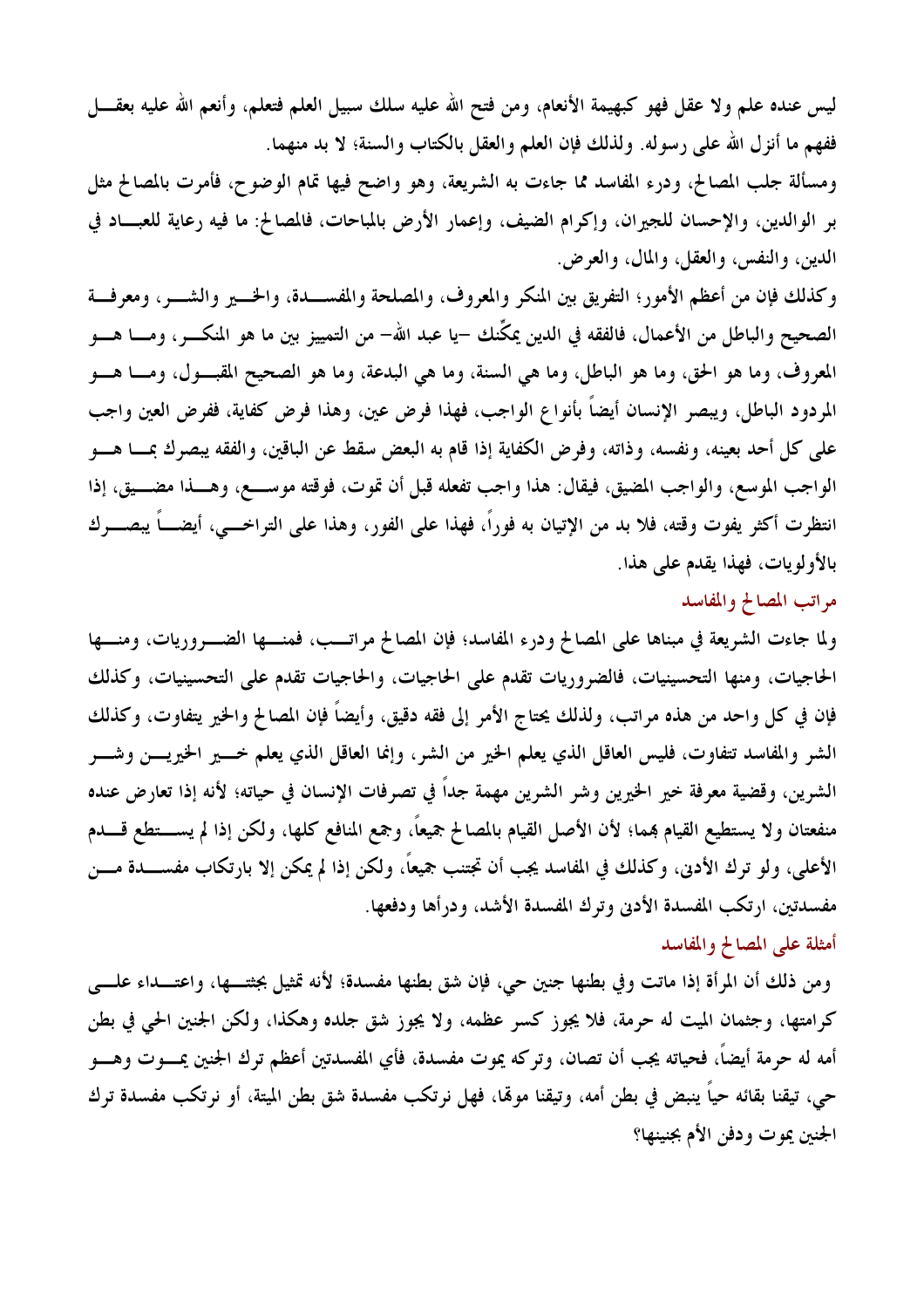ليس عنده علم ولا عقل فهو كبهيمة الأنعام، ومن فتح الله عليه سلك سبيل العلم فتعلم، وأنعم الله عليه بعقل ففهم ما أنزل الله على رسوله. ولذلك فإن العلم والعقل بالكتاب والسنة؛ لا بد منهما.

ومسألة جلب المصالح، ودرء المفاسد مما جاءت به الشريعة، وهو واضح فيها تمام الوضوح، فأمرت بالمصالح مثل بر الوالدين، والإحسان للجيران، وإكرام الضيف، وإعمار الأرض بالمباحات، فالمصالح: ما فيه رعاية للعباد في الدين، والنفس، والعقل، والمال، والعرض.

وكذلك فإن من أعظم الأمور؛ التفريق بين المنكر والمعروف، والمصلحة والمفسدة، والخير والشر، ومعرفة الصحيح والباطل من الأعمال، فالفقه في الدين يمكّنك –يا عبد الله– من التمييز بين ما هو المنكر، وما هو المعروف، وما هو الحق، وما هو الباطل، وما هي السنة، وما هي البدعة، وما هو الصحيح المقبول، وما هو المردود الباطل، ويبصر الإنسان أيضاً بأنواع الواجب، فهذا فرض عين، وهذا فرض كفاية، ففرض العين واجب على كل أحد بعينه، ونفسه، وذاته، وفرض الكفاية إذا قام به البعض سقط عن الباقين، والفقه يبصرك بما هو الواجب الموسع، والواجب المضيق، فيقال: هذا واجب تفعله قبل أن تموت، فوقته موسع، وهذا مضيق، إذا انتظرت أكثر يفوت وقته، فلا بد من الإتيان به فوراً، فهذا على الفور، وهذا على التراخي، أيضاً يبصرك بالأولويات، فهذا يقدم على هذا.

## مراتب المصالح والمفاسد

ولما جاءت الشريعة في مبناها على المصالح ودرء المفاسد؛ فإن المصالح مراتب، فمنها الضروريات، ومنها الحاجيات، ومنها التحسينيات، فالضروريات تقدم على الحاجيات، والحاجيات تقدم على التحسينيات، وكذلك فإن في كل واحد من هذه مراتب، ولذلك يحتاج الأمر إلى فقه دقيق، وأيضاً فإن المصالح والخير يتفاوت، وكذلك الشر والمفاسد تتفاوت، فليس العاقل الذي يعلم الخير من الشر، وإنما العاقل الذي يعلم خير الخيرين وشر الشرين، وقضية معرفة خير الخيرين وشر الشرين مهمة جداً في تصرفات الإنسان في حياته؛ لأنه إذا تعارض عنده منفعتان ولا يستطيع القيام بهما؛ لأن الأصل القيام بالمصالح جميعاً، وجمع المنافع كلها، ولكن إذا لم يستطع قدم الأعلى، ولو ترك الأدنى، وكذلك في المفاسد يجب أن تجتنب جميعاً، ولكن إذا لم يمكن إلا بارتكاب مفسدة من مفسدتين، ارتكب المفسدة الأدنى وترك المفسدة الأشد، ودرأها ودفعها.

## أمثلة على المصالح والمفاسد

ومن ذلك أن المرأة إذا ماتت وفي بطنها جنين حي، فإن شق بطنها مفسدة؛ لأنه تمثيل بجثتها، واعتداء على كرامتها، وجثمان الميت له حرمة، فلا يجوز كسر عظمه، ولا يجوز شق جلده وهكذا، ولكن الجنين الحي في بطن أمه له حرمة أيضاً، فحياته يجب أن تصان، وتركه يموت مفسدة، فأي المفسدتين أعظم ترك الجنين يموت وهو حي، تيقنا بقائه حياً ينبض في بطن أمه، وتيقنا موتها، فهل نرتكب مفسدة شق بطن الميتة، أو نرتكب مفسدة ترك الجنين يموت ودفن الأم بجنينها؟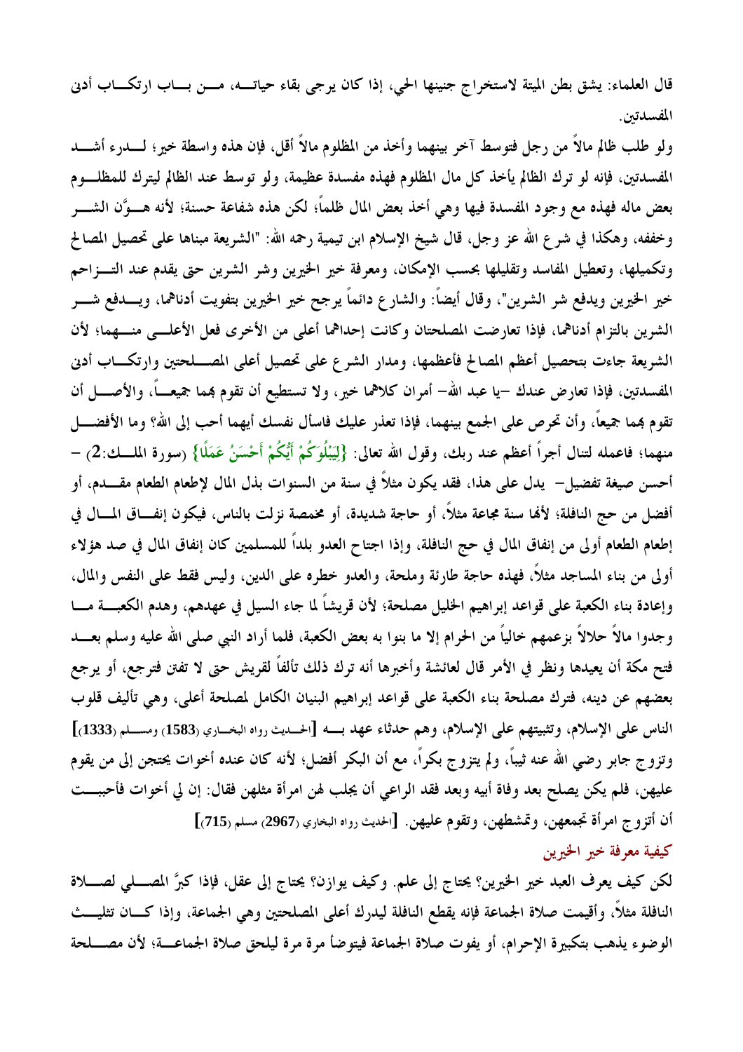قال العلماء: يشق بطن الميتة لاستخراج جنينها الحي، إذا كان يرجى بقاء حياته، من باب ارتكاب أدنى المفسدتين.

ولو طلب ظالم مالاً من رجل فتوسط آخر بينهما وأخذ من المظلوم مالاً أقل، فإن هذه واسطة خير؛ لدرء أشد المفسدتين، فإنه لو ترك الظالم يأخذ كل مال المظلوم فهذه مفسدة عظيمة، ولو توسط عند الظالم ليترك للمظلوم بعض ماله فهذه مع وجود المفسدة فيها وهي أخذ بعض المال ظلماً؛ لكن هذه شفاعة حسنة؛ لأنه هوَّن الشر وخففه، وهكذا في شرع الله عز وجل، قال شيخ الإسلام ابن تيمية رحمه الله: "الشريعة مبناها على تحصيل المصالح وتكميلها، وتعطيل المفاسد وتقليلها بحسب الإمكان، ومعرفة خير الخيرين وشر الشرين حتى يقدم عند التزاحم خير الخيرين ويدفع شر الشرين"، وقال أيضاً: والشارع دائماً يرجح خير الخيرين بتفويت أدناهما، ويدفع شر الشرين بالتزام أدناهما، فإذا تعارضت المصلحتان وكانت إحداهما أعلى من الأخرى فعل الأعلى منهما؛ لأن الشريعة جاءت بتحصيل أعظم المصالح فأعظمها، ومدار الشرع على تحصيل أعلى المصلحتين وارتكاب أدنى المفسدتين، فإذا تعارض عندك -يا عبد الله- أمران كلاهما خير، ولا تستطيع أن تقوم بهما جميعاً، والأصل أن تقوم بهما جميعاً، وأن تحرص على الجمع بينهما، فإذا تعذر عليك فاسأل نفسك أيهما أحب إلى الله؟ وما الأفضل منهما؛ فاعمله لتنال أجراً أعظم عند ربك، وقول الله تعالى: **{لِيَبْلُوَكُمْ أَيُّكُمْ أَحْسَنُ عَمَلًا}** (سورة الملك:2) – أحسن صيغة تفضيل– يدل على هذا، فقد يكون مثلاً في سنة من السنوات بذل المال لإطعام الطعام مقدم، أو أفضل من حج النافلة؛ لأنها سنة مجاعة مثلاً، أو حاجة شديدة، أو مخمصة نزلت بالناس، فيكون إنفاق المال في إطعام الطعام أولى من إنفاق المال في حج النافلة، وإذا اجتاح العدو بلداً للمسلمين كان إنفاق المال في صد هؤلاء أولى من بناء المساجد مثلاً، فهذه حاجة طارئة وملحة، والعدو خطره على الدين، وليس فقط على النفس والمال، وإعادة بناء الكعبة على قواعد إبراهيم الخليل مصلحة؛ لأن قريشاً لما جاء السيل في عهدهم، وهدم الكعبة ما وجدوا مالاً حلالاً بزعمهم خالياً من الحرام إلا ما بنوا به بعض الكعبة، فلما أراد النبي صلى الله عليه وسلم بعد فتح مكة أن يعيدها ونظر في الأمر قال لعائشة وأخبرها أنه ترك ذلك تألفاً لقريش حتى لا تفتن فترجع، أو يرجع بعضهم عن دينه، فترك مصلحة بناء الكعبة على قواعد إبراهيم البنيان الكامل لمصلحة أعلى، وهي تأليف قلوب الناس على الإسلام، وتثبيتهم على الإسلام، وهم حدثاء عهد به **[**الحديث رواه البخاري (**1583**) ومسلم (**1333**)**]** وتزوج جابر رضي الله عنه ثيباً، ولم يتزوج بكراً، مع أن البكر أفضل؛ لأنه كان عنده أخوات يحتجن إلى من يقوم عليهن، فلم يكن يصلح بعد وفاة أبيه وبعد فقد الراعي أن يجلب لهن امرأة مثلهن فقال: إن لي أخوات فأحببت أن أتزوج امرأة تجمعهن، وتمشطهن، وتقوم عليهن. **[**الحديث رواه البخاري (**2967**) مسلم (**715**)**]**

## كيفية معرفة خير الخيرين

لكن كيف يعرف العبد خير الخيرين؟ يحتاج إلى علم. وكيف يوازن؟ يحتاج إلى عقل، فإذا كبرَّ المصلي لصلاة النافلة مثلاً، وأقيمت صلاة الجماعة فإنه يقطع النافلة ليدرك أعلى المصلحتين وهي الجماعة، وإذا كان تثليث الوضوء يذهب بتكبيرة الإحرام، أو يفوت صلاة الجماعة فيتوضأ مرة مرة ليلحق صلاة الجماعة؛ لأن مصلحة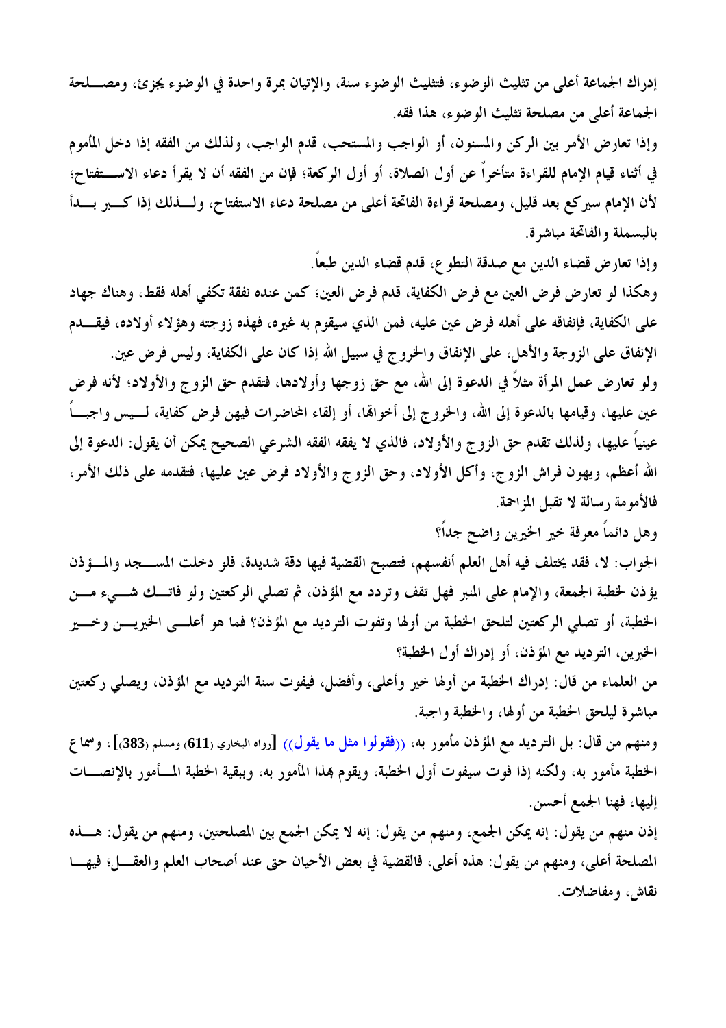إدراك الجماعة أعلى من تثليث الوضوء، فتثليث الوضوء سنة، والإتيان بمرة واحدة في الوضوء يجزئ، ومصلحة الجماعة أعلى من مصلحة تثليث الوضوء، هذا فقه.

وإذا تعارض الأمر بين الركن والمسنون، أو الواجب والمستحب، قدم الواجب، ولذلك من الفقه إذا دخل المأموم في أثناء قيام الإمام للقراءة متأخراً عن أول الصلاة، أو أول الركعة؛ فإن من الفقه أن لا يقرأ دعاء الاستفتاح؛ لأن الإمام سيركع بعد قليل، ومصلحة قراءة الفاتحة أعلى من مصلحة دعاء الاستفتاح، ولذلك إذا كبر بدأ بالبسملة والفاتحة مباشرة.

وإذا تعارض قضاء الدين مع صدقة التطوع، قدم قضاء الدين طبعاً.

وهكذا لو تعارض فرض العين مع فرض الكفاية، قدم فرض العين؛ كمن عنده نفقة تكفي أهله فقط، وهناك جهاد على الكفاية، فإنفاقه على أهله فرض عين عليه، فمن الذي سيقوم به غيره، فهذه زوجته وهؤلاء أولاده، فيقدم الإنفاق على الزوجة والأهل، على الإنفاق والخروج في سبيل الله إذا كان على الكفاية، وليس فرض عين.

ولو تعارض عمل المرأة مثلاً في الدعوة إلى الله، مع حق زوجها وأولادها، فتقدم حق الزوج والأولاد؛ لأنه فرض عين عليها، وقيامها بالدعوة إلى الله، والخروج إلى أخواتها، أو إلقاء المحاضرات فيهن فرض كفاية، ليس واجباً عينياً عليها، ولذلك تقدم حق الزوج والأولاد، فالذي لا يفقه الفقه الشرعي الصحيح يمكن أن يقول: الدعوة إلى الله أعظم، ويهون فراش الزوج، وأكل الأولاد، وحق الزوج والأولاد فرض عين عليها، فتقدمه على ذلك الأمر، فالأمومة رسالة لا تقبل المزاحمة.

وهل دائماً معرفة خير الخيرين واضح جداً؟

الجواب: لا، فقد يختلف فيه أهل العلم أنفسهم، فتصبح القضية فيها دقة شديدة، فلو دخلت المسجد والمؤذن يؤذن لخطبة الجمعة، والإمام على المنبر فهل تقف وتردد مع المؤذن، ثم تصلي الركعتين ولو فاتك شيء من الخطبة، أو تصلي الركعتين لتلحق الخطبة من أولها وتفوت الترديد مع المؤذن؟ فما هو أعلى الخيرين وخير الخيرين، الترديد مع المؤذن، أو إدراك أول الخطبة؟

من العلماء من قال: إدراك الخطبة من أولها خير وأعلى، وأفضل، فيفوت سنة الترديد مع المؤذن، ويصلي ركعتين مباشرة ليلحق الخطبة من أولها، والخطبة واجبة.

ومنهم من قال: بل الترديد مع المؤذن مأمور به، ((فقولوا مثل ما يقول)) [رواه البخاري (611) ومسلم (383)]، وسماع الخطبة مأمور به، ولكنه إذا فوت سيفوت أول الخطبة، ويقوم بهذا المأمور به، وببقية الخطبة المأمور بالإنصات إليها، فهنا الجمع أحسن.

إذن منهم من يقول: إنه يمكن الجمع، ومنهم من يقول: إنه لا يمكن الجمع بين المصلحتين، ومنهم من يقول: هذه المصلحة أعلى، ومنهم من يقول: هذه أعلى، فالقضية في بعض الأحيان حتى عند أصحاب العلم والعقل؛ فيها نقاش، ومفاضلات.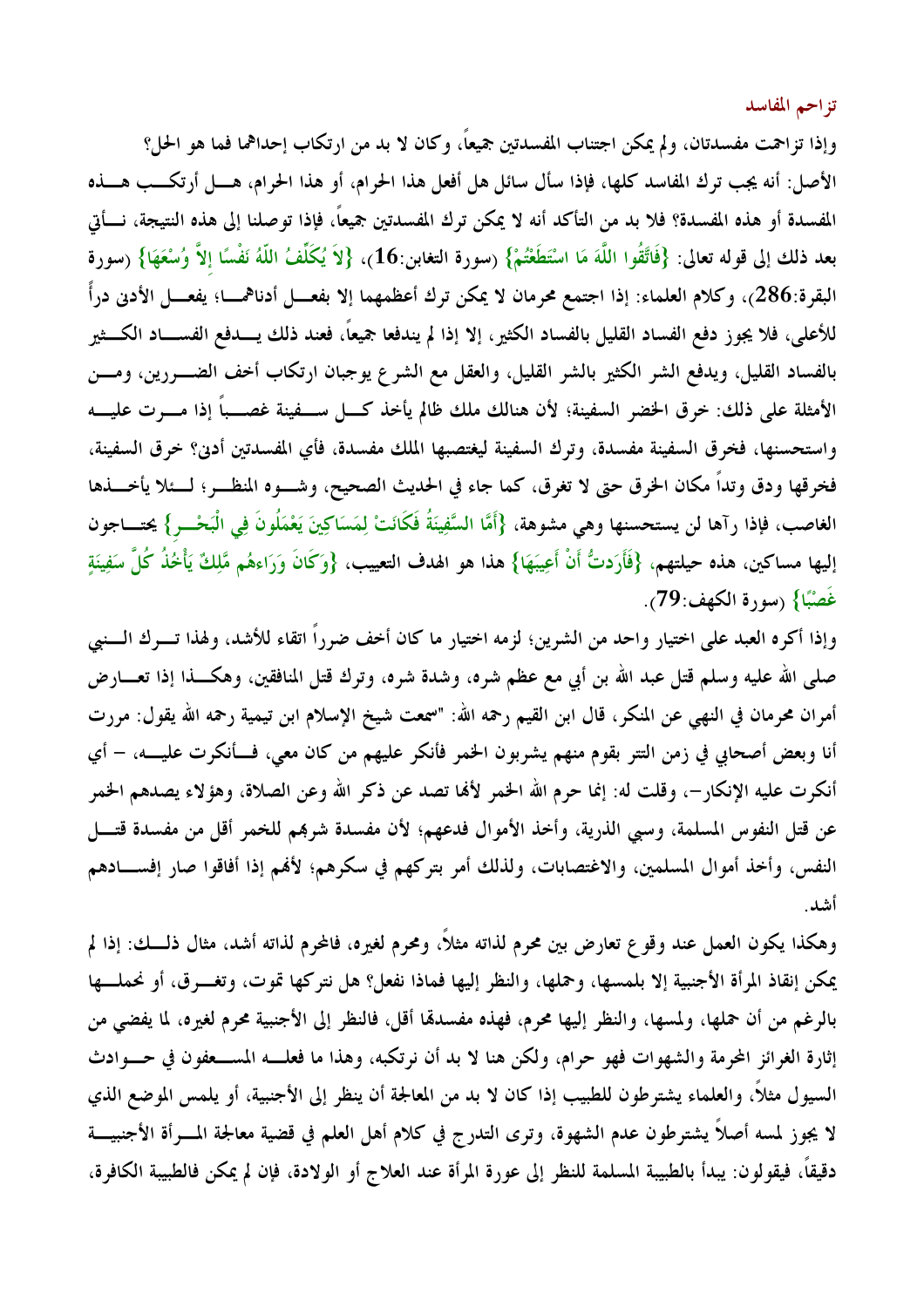## تزاحم المفاسد

وإذا تزاحمت مفسدتان، ولم يمكن اجتناب المفسدتين جميعاً، وكان لا بد من ارتكاب إحداهما فما هو الحل؟

الأصل: أنه يجب ترك المفاسد كلها، فإذا سأل سائل هل أفعل هذا الحرام، أو هذا الحرام، هل أرتكب هذه المفسدة أو هذه المفسدة؟ فلا بد من التأكد أنه لا يمكن ترك المفسدتين جميعاً، فإذا توصلنا إلى هذه النتيجة، نأتي بعد ذلك إلى قوله تعالى: {فَاتَّقُوا اللَّهَ مَا اسْتَطَعْتُمْ} (سورة التغابن:16)، {لاَ يُكَلِّفُ اللّهُ نَفْسًا إِلاَّ وُسْعَهَا} (سورة البقرة:286)، وكلام العلماء: إذا اجتمع محرمان لا يمكن ترك أعظمهما إلا بفعل أدناهما؛ يفعل الأدنى دراً للأعلى، فلا يجوز دفع الفساد القليل بالفساد الكثير، إلا إذا لم يندفعا جميعاً، فعند ذلك يدفع الفساد الكثير بالفساد القليل، ويدفع الشر الكثير بالشر القليل، والعقل مع الشرع يوجبان ارتكاب أخف الضررين، ومن الأمثلة على ذلك: خرق الخضر السفينة؛ لأن هنالك ملك ظالم يأخذ كل سفينة غصباً إذا مرت عليه واستحسنها، فخرق السفينة مفسدة، وترك السفينة ليغتصبها الملك مفسدة، فأي المفسدتين أدنى؟ خرق السفينة، فخرقها ودق وتداً مكان الخرق حتى لا تغرق، كما جاء في الحديث الصحيح، وشوه المنظر؛ لئلا يأخذها الغاصب، فإذا رآها لن يستحسنها وهي مشوهة، {أَمَّا السَّفِينَةُ فَكَانَتْ لِمَسَاكِينَ يَعْمَلُونَ فِي الْبَحْرِ} يحتاجون إليها مساكين، هذه حيلتهم، {فَأَرَدتُّ أَنْ أَعِيبَهَا} هذا هو الهدف التعييب، {وَكَانَ وَرَاءهُم مَّلِكٌ يَأْخُذُ كُلَّ سَفِينَةٍ غَصْبًا} (سورة الكهف:79).

وإذا أكره العبد على اختيار واحد من الشرين؛ لزمه اختيار ما كان أخف ضرراً اتقاء للأشد، ولهذا ترك النبي صلى الله عليه وسلم قتل عبد الله بن أبي مع عظم شره، وشدة شره، وترك قتل المنافقين، وهكذا إذا تعارض أمران محرمان في النهي عن المنكر، قال ابن القيم رحمه الله: "سمعت شيخ الإسلام ابن تيمية رحمه الله يقول: مررت أنا وبعض أصحابي في زمن التتر بقوم منهم يشربون الخمر فأنكر عليهم من كان معي، فأنكرت عليه، – أي أنكرت عليه الإنكار–، وقلت له: إنما حرم الله الخمر لأنها تصد عن ذكر الله وعن الصلاة، وهؤلاء يصدهم الخمر عن قتل النفوس المسلمة، وسبي الذرية، وأخذ الأموال فدعهم؛ لأن مفسدة شربهم للخمر أقل من مفسدة قتل النفس، وأخذ أموال المسلمين، والاغتصابات، ولذلك أمر بتركهم في سكرهم؛ لأنهم إذا أفاقوا صار إفسادهم أشد.

وهكذا يكون العمل عند وقوع تعارض بين محرم لذاته مثلاً، ومحرم لغيره، فالمحرم لذاته أشد، مثال ذلك: إذا لم يمكن إنقاذ المرأة الأجنبية إلا بلمسها، وحملها، والنظر إليها فماذا نفعل؟ هل نتركها تموت، وتغرق، أو نحملها بالرغم من أن حملها، ولمسها، والنظر إليها محرم، فهذه مفسدتها أقل، فالنظر إلى الأجنبية محرم لغيره، لما يفضي من إثارة الغرائز المحرمة والشهوات فهو حرام، ولكن هنا لا بد أن نرتكبه، وهذا ما فعله المسعفون في حوادث السيول مثلاً، والعلماء يشترطون للطبيب إذا كان لا بد من المعالجة أن ينظر إلى الأجنبية، أو يلمس الموضع الذي لا يجوز لمسه أصلاً يشترطون عدم الشهوة، وترى التدرج في كلام أهل العلم في قضية معالجة المرأة الأجنبية دقيقاً، فيقولون: يبدأ بالطبيبة المسلمة للنظر إلى عورة المرأة عند العلاج أو الولادة، فإن لم يمكن فالطبيبة الكافرة،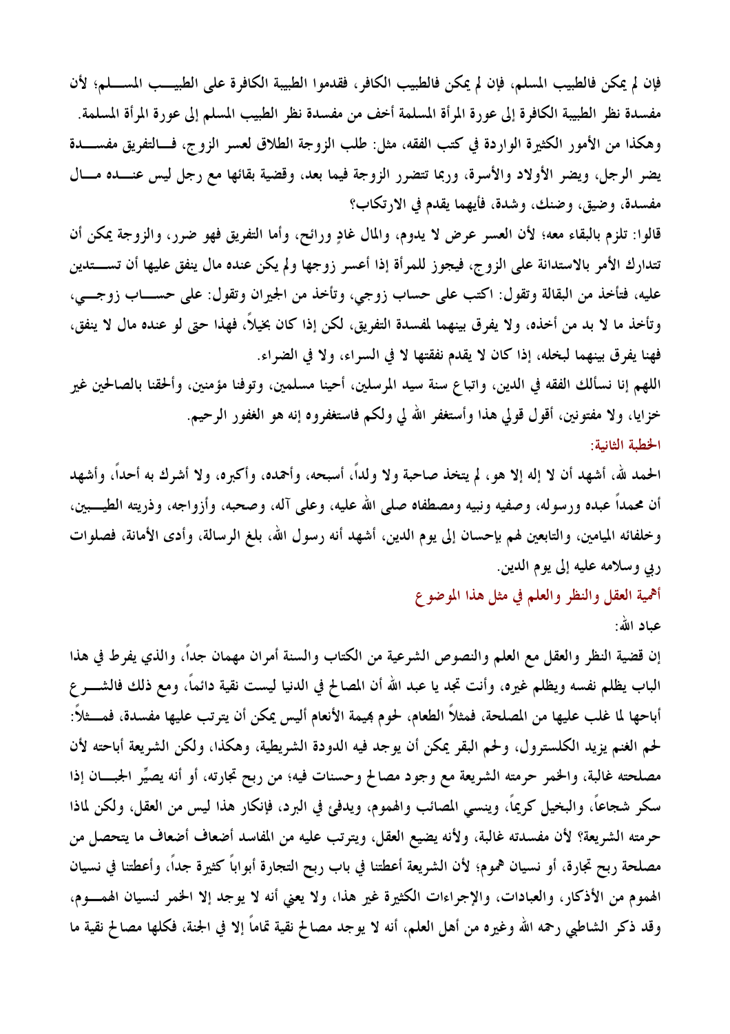فإن لم يمكن فالطبيب المسلم، فإن لم يمكن فالطبيب الكافر، فقدموا الطبيبة الكافرة على الطبيب المسلم؛ لأن مفسدة نظر الطبيبة الكافرة إلى عورة المرأة المسلمة أخف من مفسدة نظر الطبيب المسلم إلى عورة المرأة المسلمة.

وهكذا من الأمور الكثيرة الواردة في كتب الفقه، مثل: طلب الزوجة الطلاق لعسر الزوج، فالتفريق مفسدة يضر الرجل، ويضر الأولاد والأسرة، وربما تتضرر الزوجة فيما بعد، وقضية بقائها مع رجل ليس عنده مال مفسدة، وضيق، وضنك، وشدة، فأيهما يقدم في الارتكاب؟

قالوا: تلزم بالبقاء معه؛ لأن العسر عرض لا يدوم، والمال غادٍ ورائح، وأما التفريق فهو ضرر، والزوجة يمكن أن تتدارك الأمر بالاستدانة على الزوج، فيجوز للمرأة إذا أعسر زوجها ولم يكن عنده مال ينفق عليها أن تستدين عليه، فتأخذ من البقالة وتقول: اكتب على حساب زوجي، وتأخذ من الجيران وتقول: على حساب زوجي، وتأخذ ما لا بد من أخذه، ولا يفرق بينهما لمفسدة التفريق، لكن إذا كان بخيلاً، فهذا حتى لو عنده مال لا ينفق، فهنا يفرق بينهما لبخله، إذا كان لا يقدم نفقتها لا في السراء، ولا في الضراء.

اللهم إنا نسألك الفقه في الدين، واتباع سنة سيد المرسلين، أحينا مسلمين، وتوفنا مؤمنين، وألحقنا بالصالحين غير خزايا، ولا مفتونين، أقول قولي هذا وأستغفر الله لي ولكم فاستغفروه إنه هو الغفور الرحيم.

## الخطبة الثانية:

الحمد لله، أشهد أن لا إله إلا هو، لم يتخذ صاحبة ولا ولداً، أسبحه، وأحمده، وأكبره، ولا أشرك به أحداً، وأشهد أن محمداً عبده ورسوله، وصفيه ونبيه ومصطفاه صلى الله عليه، وعلى آله، وصحبه، وأزواجه، وذريته الطيبين، وخلفائه الميامين، والتابعين لهم بإحسان إلى يوم الدين، أشهد أنه رسول الله، بلغ الرسالة، وأدى الأمانة، فصلوات ربي وسلامه عليه إلى يوم الدين.

### أهمية العقل والنظر والعلم في مثل هذا الموضوع

عباد الله:

إن قضية النظر والعقل مع العلم والنصوص الشرعية من الكتاب والسنة أمران مهمان جداً، والذي يفرط في هذا الباب يظلم نفسه ويظلم غيره، وأنت تجد يا عبد الله أن المصالح في الدنيا ليست نقية دائماً، ومع ذلك فالشرع أباحها لما غلب عليها من المصلحة، فمثلاً الطعام، لحوم بهيمة الأنعام أليس يمكن أن يترتب عليها مفسدة، فمثلاً: لحم الغنم يزيد الكلسترول، ولحم البقر يمكن أن يوجد فيه الدودة الشريطية، وهكذا، ولكن الشريعة أباحته لأن مصلحته غالبة، والخمر حرمته الشريعة مع وجود مصالح وحسنات فيه؛ من ربح تجارته، أو أنه يصيِّر الجبان إذا سكر شجاعاً، والبخيل كريماً، وينسي المصائب والهموم، ويدفئ في البرد، فإنكار هذا ليس من العقل، ولكن لماذا حرمته الشريعة؟ لأن مفسدته غالبة، ولأنه يضيع العقل، ويترتب عليه من المفاسد أضعاف أضعاف ما يتحصل من مصلحة ربح تجارة، أو نسيان هموم؛ لأن الشريعة أعطتنا في باب ربح التجارة أبواباً كثيرة جداً، وأعطتنا في نسيان الهموم من الأذكار، والعبادات، والإجراءات الكثيرة غير هذا، ولا يعني أنه لا يوجد إلا الخمر لنسيان الهموم، وقد ذكر الشاطبي رحمه الله وغيره من أهل العلم، أنه لا يوجد مصالح نقية تماماً إلا في الجنة، فكلها مصالح نقية ما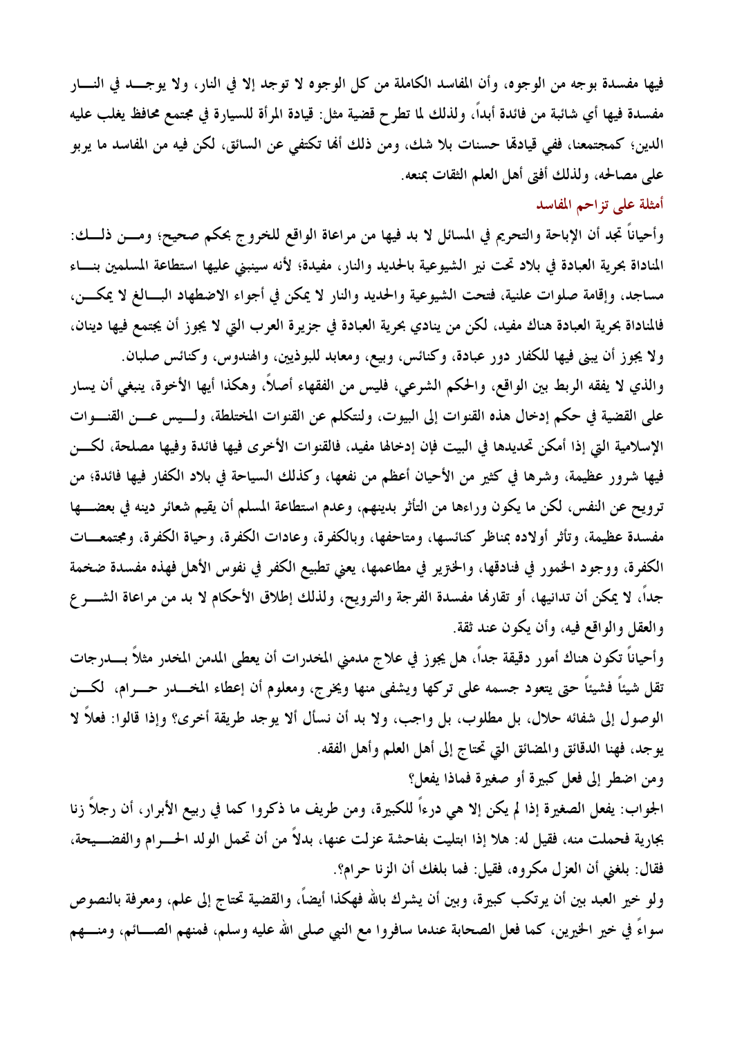فيها مفسدة بوجه من الوجوه، وأن المفاسد الكاملة من كل الوجوه لا توجد إلا في النار، ولا يوجد في النار مفسدة فيها أي شائبة من فائدة أبداً، ولذلك لما تطرح قضية مثل: قيادة المرأة للسيارة في مجتمع محافظ يغلب عليه الدين؛ كمجتمعنا، ففي قيادتها حسنات بلا شك، ومن ذلك أنها تكتفي عن السائق، لكن فيه من المفاسد ما يربو على مصالحه، ولذلك أفتى أهل العلم الثقات بمنعه.

## أمثلة على تزاحم المفاسد

وأحياناً تجد أن الإباحة والتحريم في المسائل لا بد فيها من مراعاة الواقع للخروج بحكم صحيح؛ ومن ذلك: المناداة بحرية العبادة في بلاد تحت نير الشيوعية بالحديد والنار، مفيدة؛ لأنه سينبني عليها استطاعة المسلمين بناء مساجد، وإقامة صلوات علنية، فتحت الشيوعية والحديد والنار لا يمكن في أجواء الاضطهاد البالغ لا يمكن، فالمناداة بحرية العبادة هناك مفيد، لكن من ينادي بحرية العبادة في جزيرة العرب التي لا يجوز أن يجتمع فيها دينان، ولا يجوز أن يبنى فيها للكفار دور عبادة، وكنائس، وبيع، ومعابد للبوذيين، والهندوس، وكنائس صلبان.

والذي لا يفقه الربط بين الواقع، والحكم الشرعي، فليس من الفقهاء أصلاً، وهكذا أيها الأخوة، ينبغي أن يسار على القضية في حكم إدخال هذه القنوات إلى البيوت، ولنتكلم عن القنوات المختلطة، وليس عن القنوات الإسلامية التي إذا أمكن تحديدها في البيت فإن إدخالها مفيد، فالقنوات الأخرى فيها فائدة وفيها مصلحة، لكن فيها شرور عظيمة، وشرها في كثير من الأحيان أعظم من نفعها، وكذلك السياحة في بلاد الكفار فيها فائدة؛ من ترويح عن النفس، لكن ما يكون وراءها من التأثر بدينهم، وعدم استطاعة المسلم أن يقيم شعائر دينه في بعضها مفسدة عظيمة، وتأثر أولاده بمناظر كنائسها، ومتاحفها، وبالكفرة، وعادات الكفرة، وحياة الكفرة، ومجتمعات الكفرة، ووجود الخمور في فنادقها، والخنزير في مطاعمها، يعني تطبيع الكفر في نفوس الأهل فهذه مفسدة ضخمة جداً، لا يمكن أن تدانيها، أو تقارنها مفسدة الفرجة والترويح، ولذلك إطلاق الأحكام لا بد من مراعاة الشرع والعقل والواقع فيه، وأن يكون عند ثقة.

وأحياناً تكون هناك أمور دقيقة جداً، هل يجوز في علاج مدمني المخدرات أن يعطى المدمن المخدر مثلاً بدرجات تقل شيئاً فشيئاً حتى يتعود جسمه على تركها ويشفى منها ويخرج، ومعلوم أن إعطاء المخدر حرام، لكن الوصول إلى شفائه حلال، بل مطلوب، بل واجب، ولا بد أن نسأل ألا يوجد طريقة أخرى؟ وإذا قالوا: فعلاً لا يوجد، فهنا الدقائق والمضائق التي تحتاج إلى أهل العلم وأهل الفقه.

ومن اضطر إلى فعل كبيرة أو صغيرة فماذا يفعل؟

الجواب: يفعل الصغيرة إذا لم يكن إلا هي درءاً للكبيرة، ومن طريف ما ذكروا كما في ربيع الأبرار، أن رجلاً زنا بجارية فحملت منه، فقيل له: هلا إذا ابتليت بفاحشة عزلت عنها، بدلاً من أن تحمل الولد الحرام والفضيحة، فقال: بلغني أن العزل مكروه، فقيل: فما بلغك أن الزنا حرام؟.

ولو خير العبد بين أن يرتكب كبيرة، وبين أن يشرك بالله فهكذا أيضاً، والقضية تحتاج إلى علم، ومعرفة بالنصوص سواءً في خير الخيرين، كما فعل الصحابة عندما سافروا مع النبي صلى الله عليه وسلم، فمنهم الصائم، ومنهم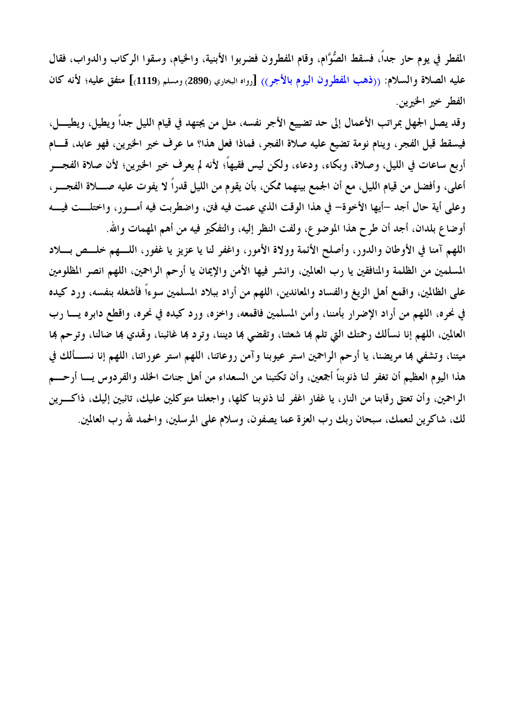المفطر في يوم حار جداً، فسقط الصُّوَّام، وقام المفطرون فضربوا الأبنية، والخيام، وسقوا الركاب والدواب، فقال عليه الصلاة والسلام: ((ذهب المفطرون اليوم بالأجر)) [رواه البخاري (**2890**) ومسلم (**1119**)] متفق عليه؛ لأنه كان الفطر خير الخيرين.

وقد يصل الجهل بمراتب الأعمال إلى حد تضييع الأجر نفسه، مثل من يجتهد في قيام الليل جداً ويطيل، ويطيل، فيسقط قبل الفجر، وينام نومة تضيع عليه صلاة الفجر، فماذا فعل هذا؟ ما عرف خير الخيرين، فهو عابد، قام أربع ساعات في الليل، وصلاة، وبكاء، ودعاء، ولكن ليس فقيهاً؛ لأنه لم يعرف خير الخيرين؛ لأن صلاة الفجر أعلى، وأفضل من قيام الليل، مع أن الجمع بينهما ممكن، بأن يقوم من الليل قدراً لا يفوت عليه صلاة الفجر، وعلى أية حال أجد -أيها الأخوة- في هذا الوقت الذي عمت فيه فتن، واضطربت فيه أمور، واختلت فيه أوضاع بلدان، أجد أن طرح هذا الموضوع، ولفت النظر إليه، والتفكير فيه من أهم المهمات والله.

اللهم آمنا في الأوطان والدور، وأصلح الأئمة وولاة الأمور، واغفر لنا يا عزيز يا غفور، اللهم خلص بلاد المسلمين من الظلمة والمنافقين يا رب العالمين، وانشر فيها الأمن والإيمان يا أرحم الراحمين، اللهم انصر المظلومين على الظالمين، واقمع أهل الزيغ والفساد والمعاندين، اللهم من أراد بلاد المسلمين سوءاً فأشغله بنفسه، ورد كيده في نحره، اللهم من أراد الإضرار بأمننا، وأمن المسلمين فاقمعه، واخزه، ورد كيده في نحره، واقطع دابره يا رب العالمين، اللهم إنا نسألك رحمتك التي تلم بها شعثنا، وتقضي بها ديننا، وترد بها غائبنا، وتهدي بها ضالنا، وترحم بها ميتنا، وتشفي بها مريضنا، يا أرحم الراحمين استر عيوبنا وآمن روعاتنا، اللهم استر عوراتنا، اللهم إنا نسألك في هذا اليوم العظيم أن تغفر لنا ذنوبنا أجمعين، وأن تكتبنا من السعداء من أهل جنات الخلد والفردوس يا أرحم الراحمين، وأن تعتق رقابنا من النار، يا غفار اغفر لنا ذنوبنا كلها، واجعلنا متوكلين عليك، تائبين إليك، ذاكرين لك، شاكرين لنعمك، سبحان ربك رب العزة عما يصفون، وسلام على المرسلين، والحمد لله رب العالمين.